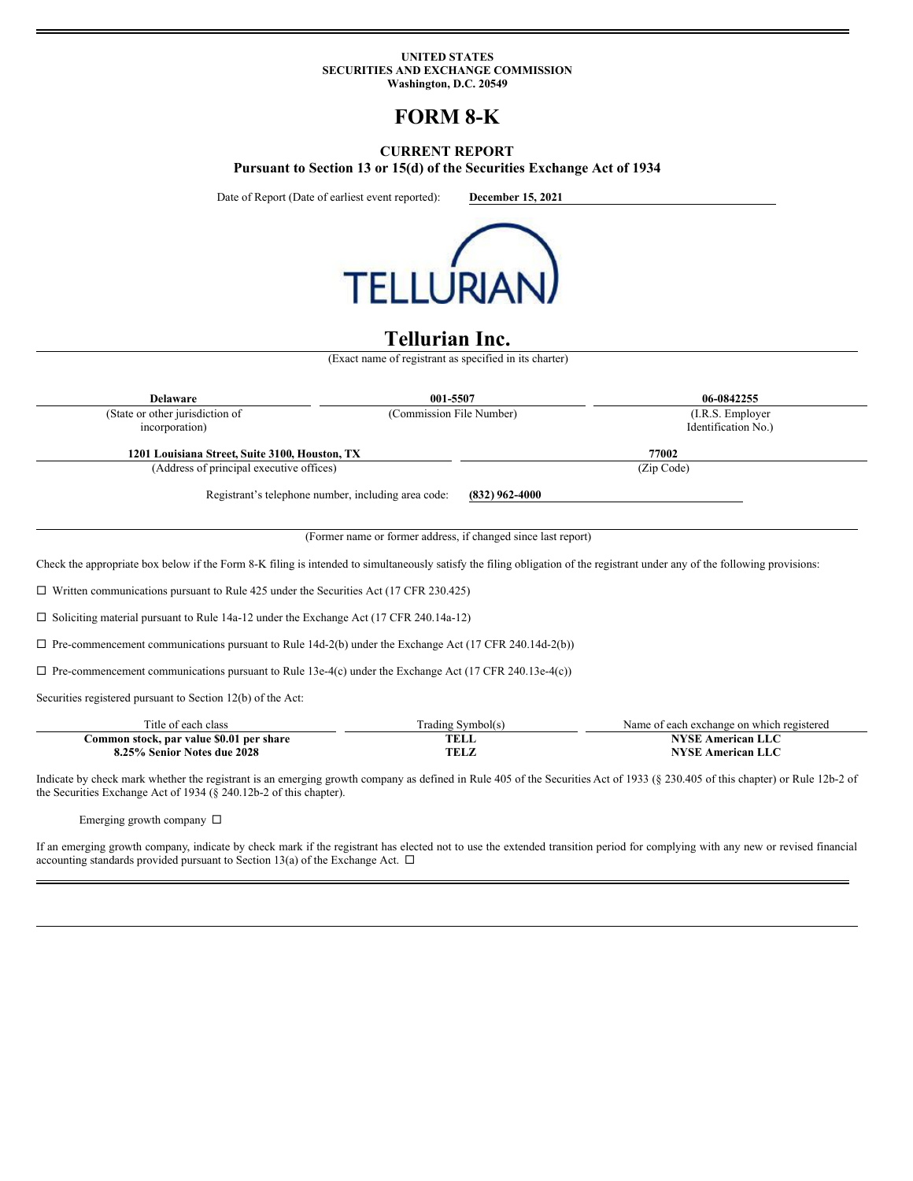**UNITED STATES**
**SECURITIES AND EXCHANGE COMMISSION**
**Washington, D.C. 20549**

# FORM 8-K

## CURRENT REPORT
### Pursuant to Section 13 or 15(d) of the Securities Exchange Act of 1934

Date of Report (Date of earliest event reported): **December 15, 2021**

# Tellurian Inc.
(Exact name of registrant as specified in its charter)

| **Delaware** | **001-5507** | **06-0842255** |
|---|---|---|
| (State or other jurisdiction of incorporation) | (Commission File Number) | (I.R.S. Employer Identification No.) |

| **1201 Louisiana Street, Suite 3100, Houston, TX** | **77002** |
|---|---|
| (Address of principal executive offices) | (Zip Code) |

Registrant's telephone number, including area code: **(832) 962-4000**

(Former name or former address, if changed since last report)

Check the appropriate box below if the Form 8-K filing is intended to simultaneously satisfy the filing obligation of the registrant under any of the following provisions:

☐ Written communications pursuant to Rule 425 under the Securities Act (17 CFR 230.425)

☐ Soliciting material pursuant to Rule 14a-12 under the Exchange Act (17 CFR 240.14a-12)

☐ Pre-commencement communications pursuant to Rule 14d-2(b) under the Exchange Act (17 CFR 240.14d-2(b))

☐ Pre-commencement communications pursuant to Rule 13e-4(c) under the Exchange Act (17 CFR 240.13e-4(c))

Securities registered pursuant to Section 12(b) of the Act:

| Title of each class | Trading Symbol(s) | Name of each exchange on which registered |
|---|---|---|
| **Common stock, par value $0.01 per share** | **TELL** | **NYSE American LLC** |
| **8.25% Senior Notes due 2028** | **TELZ** | **NYSE American LLC** |

Indicate by check mark whether the registrant is an emerging growth company as defined in Rule 405 of the Securities Act of 1933 (§ 230.405 of this chapter) or Rule 12b-2 of the Securities Exchange Act of 1934 (§ 240.12b-2 of this chapter).

Emerging growth company ☐

If an emerging growth company, indicate by check mark if the registrant has elected not to use the extended transition period for complying with any new or revised financial accounting standards provided pursuant to Section 13(a) of the Exchange Act. ☐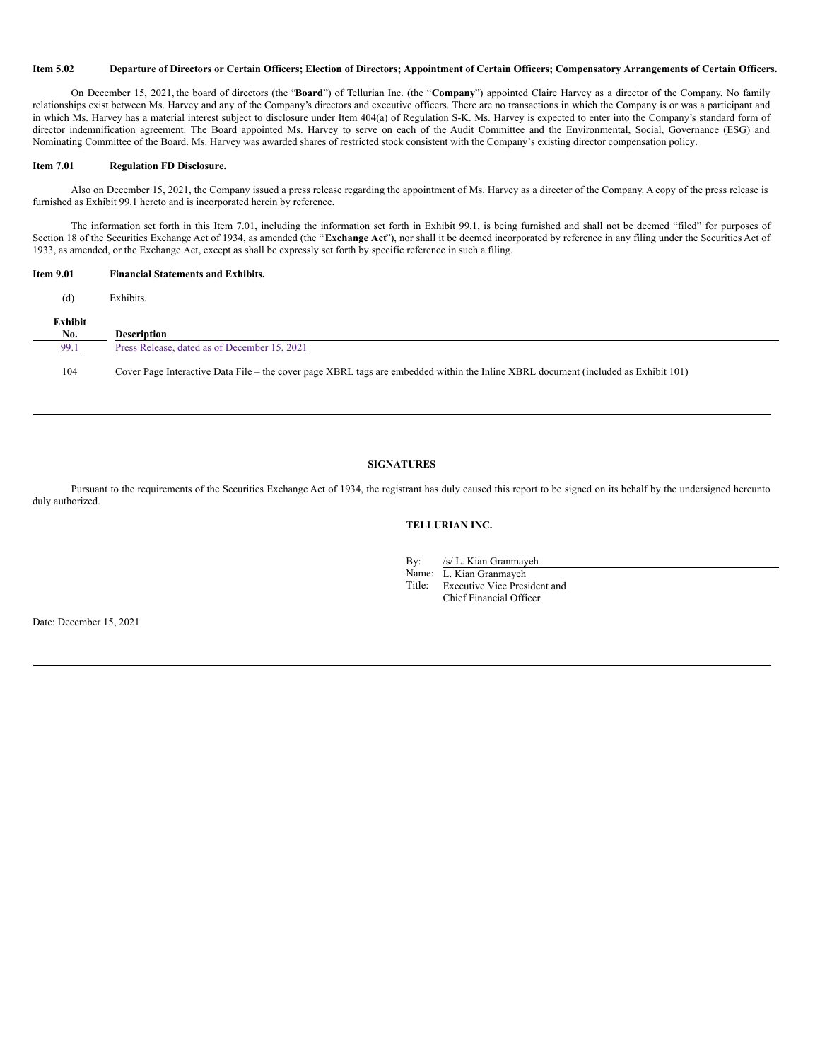**Item 5.02 Departure of Directors or Certain Officers; Election of Directors; Appointment of Certain Officers; Compensatory Arrangements of Certain Officers.**

On December 15, 2021, the board of directors (the "**Board**") of Tellurian Inc. (the "**Company**") appointed Claire Harvey as a director of the Company. No family relationships exist between Ms. Harvey and any of the Company's directors and executive officers. There are no transactions in which the Company is or was a participant and in which Ms. Harvey has a material interest subject to disclosure under Item 404(a) of Regulation S-K. Ms. Harvey is expected to enter into the Company's standard form of director indemnification agreement. The Board appointed Ms. Harvey to serve on each of the Audit Committee and the Environmental, Social, Governance (ESG) and Nominating Committee of the Board. Ms. Harvey was awarded shares of restricted stock consistent with the Company's existing director compensation policy.

**Item 7.01 Regulation FD Disclosure.**

Also on December 15, 2021, the Company issued a press release regarding the appointment of Ms. Harvey as a director of the Company. A copy of the press release is furnished as Exhibit 99.1 hereto and is incorporated herein by reference.

The information set forth in this Item 7.01, including the information set forth in Exhibit 99.1, is being furnished and shall not be deemed "filed" for purposes of Section 18 of the Securities Exchange Act of 1934, as amended (the "**Exchange Act**"), nor shall it be deemed incorporated by reference in any filing under the Securities Act of 1933, as amended, or the Exchange Act, except as shall be expressly set forth by specific reference in such a filing.

**Item 9.01 Financial Statements and Exhibits.**

(d) Exhibits.

| Exhibit No. | Description |
|---|---|
| 99.1 | Press Release, dated as of December 15, 2021 |
| 104 | Cover Page Interactive Data File – the cover page XBRL tags are embedded within the Inline XBRL document (included as Exhibit 101) |

**SIGNATURES**

Pursuant to the requirements of the Securities Exchange Act of 1934, the registrant has duly caused this report to be signed on its behalf by the undersigned hereunto duly authorized.

**TELLURIAN INC.**

By: /s/ L. Kian Granmayeh
Name: L. Kian Granmayeh
Title: Executive Vice President and Chief Financial Officer

Date: December 15, 2021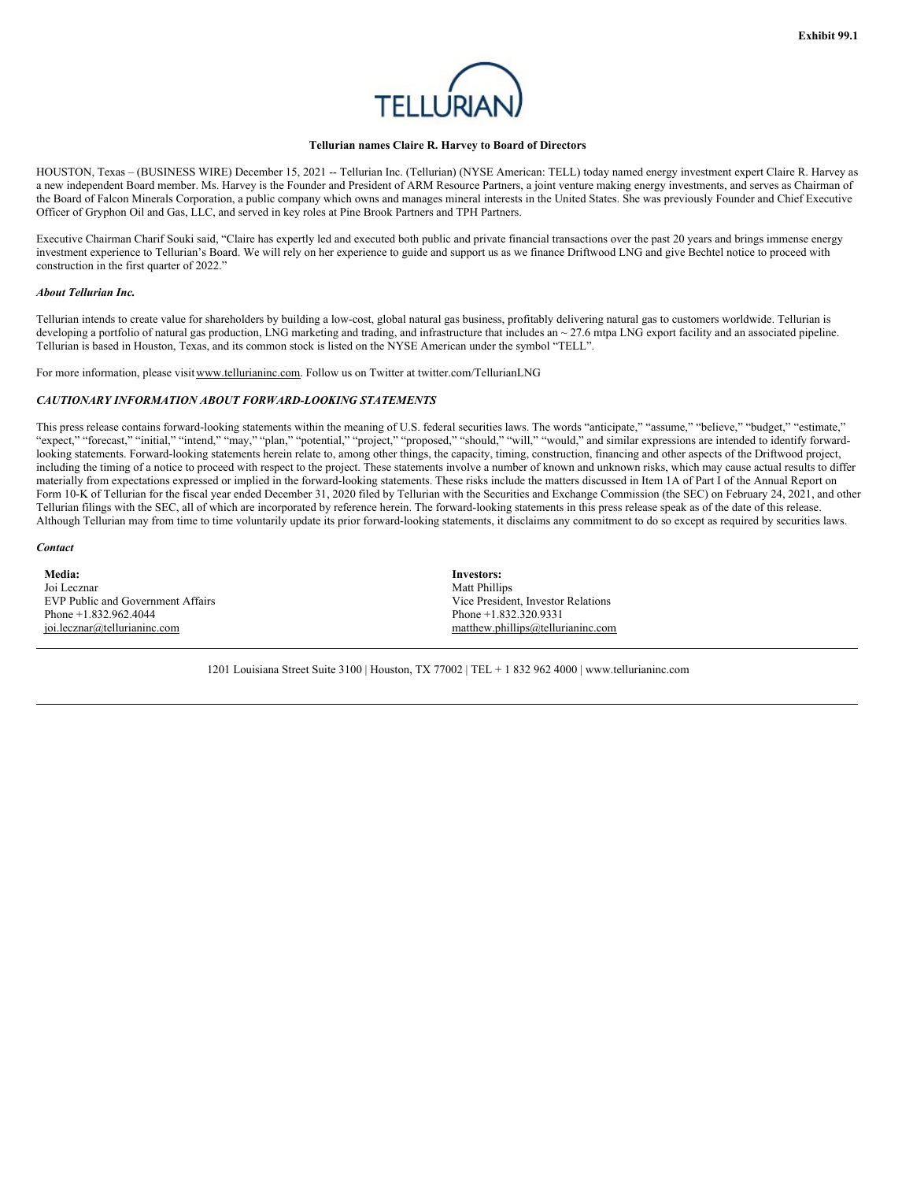Exhibit 99.1

TELLURIAN

**Tellurian names Claire R. Harvey to Board of Directors**

HOUSTON, Texas – (BUSINESS WIRE) December 15, 2021 -- Tellurian Inc. (Tellurian) (NYSE American: TELL) today named energy investment expert Claire R. Harvey as a new independent Board member. Ms. Harvey is the Founder and President of ARM Resource Partners, a joint venture making energy investments, and serves as Chairman of the Board of Falcon Minerals Corporation, a public company which owns and manages mineral interests in the United States. She was previously Founder and Chief Executive Officer of Gryphon Oil and Gas, LLC, and served in key roles at Pine Brook Partners and TPH Partners.

Executive Chairman Charif Souki said, "Claire has expertly led and executed both public and private financial transactions over the past 20 years and brings immense energy investment experience to Tellurian's Board. We will rely on her experience to guide and support us as we finance Driftwood LNG and give Bechtel notice to proceed with construction in the first quarter of 2022."

***About Tellurian Inc.***

Tellurian intends to create value for shareholders by building a low-cost, global natural gas business, profitably delivering natural gas to customers worldwide. Tellurian is developing a portfolio of natural gas production, LNG marketing and trading, and infrastructure that includes an ~ 27.6 mtpa LNG export facility and an associated pipeline. Tellurian is based in Houston, Texas, and its common stock is listed on the NYSE American under the symbol "TELL".

For more information, please visit www.tellurianinc.com. Follow us on Twitter at twitter.com/TellurianLNG

***CAUTIONARY INFORMATION ABOUT FORWARD-LOOKING STATEMENTS***

This press release contains forward-looking statements within the meaning of U.S. federal securities laws. The words "anticipate," "assume," "believe," "budget," "estimate," "expect," "forecast," "initial," "intend," "may," "plan," "potential," "project," "proposed," "should," "will," "would," and similar expressions are intended to identify forward-looking statements. Forward-looking statements herein relate to, among other things, the capacity, timing, construction, financing and other aspects of the Driftwood project, including the timing of a notice to proceed with respect to the project. These statements involve a number of known and unknown risks, which may cause actual results to differ materially from expectations expressed or implied in the forward-looking statements. These risks include the matters discussed in Item 1A of Part I of the Annual Report on Form 10-K of Tellurian for the fiscal year ended December 31, 2020 filed by Tellurian with the Securities and Exchange Commission (the SEC) on February 24, 2021, and other Tellurian filings with the SEC, all of which are incorporated by reference herein. The forward-looking statements in this press release speak as of the date of this release. Although Tellurian may from time to time voluntarily update its prior forward-looking statements, it disclaims any commitment to do so except as required by securities laws.

***Contact***

| | |
|---|---|
| **Media:** | **Investors:** |
| Joi Lecznar | Matt Phillips |
| EVP Public and Government Affairs | Vice President, Investor Relations |
| Phone +1.832.962.4044 | Phone +1.832.320.9331 |
| joi.lecznar@tellurianinc.com | matthew.phillips@tellurianinc.com |

1201 Louisiana Street Suite 3100 | Houston, TX 77002 | TEL + 1 832 962 4000 | www.tellurianinc.com